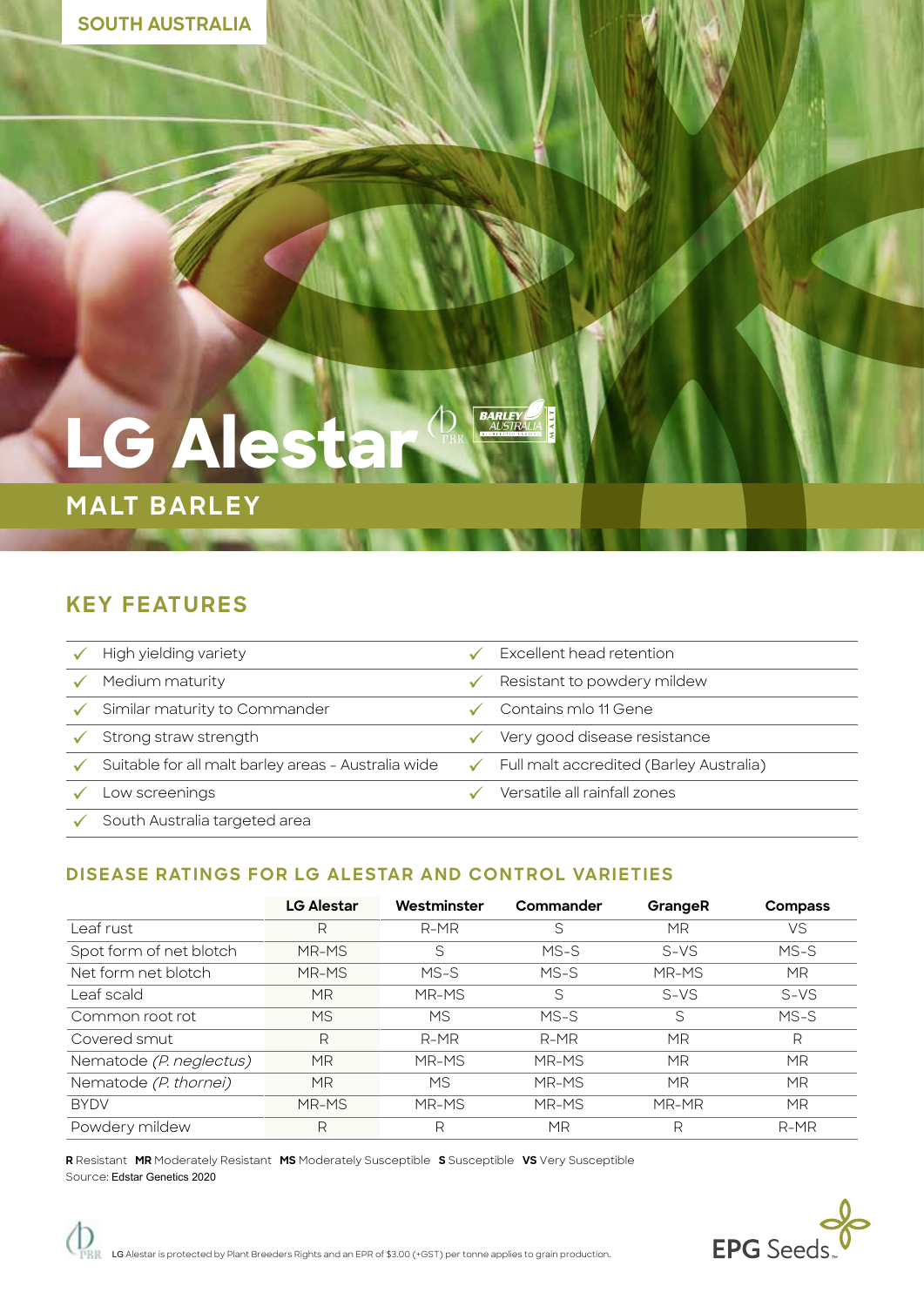SOUTH AUSTRALIA

# LG Alestar

## MALT BARLEY

## KEY FEATURES

- ✓ High yielding variety
- ✓ Medium maturity
- ✓ Similar maturity to Commander
- ✓ Strong straw strength
- ✓ Suitable for all malt barley areas - Australia wide
- ✓ Low screenings
- ✓ South Australia targeted area
- ✓ Excellent head retention
- ✓ Resistant to powdery mildew
- ✓ Contains mlo 11 Gene
- ✓ Very good disease resistance
- ✓ Full malt accredited (Barley Australia)
- ✓ Versatile all rainfall zones

### DISEASE RATINGS FOR LG ALESTAR AND CONTROL VARIETIES

| | LG Alestar | Westminster | Commander | GrangeR | Compass |
|---|---|---|---|---|---|
| Leaf rust | R | R-MR | S | MR | VS |
| Spot form of net blotch | MR-MS | S | MS-S | S-VS | MS-S |
| Net form net blotch | MR-MS | MS-S | MS-S | MR-MS | MR |
| Leaf scald | MR | MR-MS | S | S-VS | S-VS |
| Common root rot | MS | MS | MS-S | S | MS-S |
| Covered smut | R | R-MR | R-MR | MR | R |
| Nematode *(P. neglectus)* | MR | MR-MS | MR-MS | MR | MR |
| Nematode *(P. thornei)* | MR | MS | MR-MS | MR | MR |
| BYDV | MR-MS | MR-MS | MR-MS | MR-MR | MR |
| Powdery mildew | R | R | MR | R | R-MR |

**R** Resistant **MR** Moderately Resistant **MS** Moderately Susceptible **S** Susceptible **VS** Very Susceptible
Source: Edstar Genetics 2020

LG Alestar is protected by Plant Breeders Rights and an EPR of $3.00 (+GST) per tonne applies to grain production.

EPG Seeds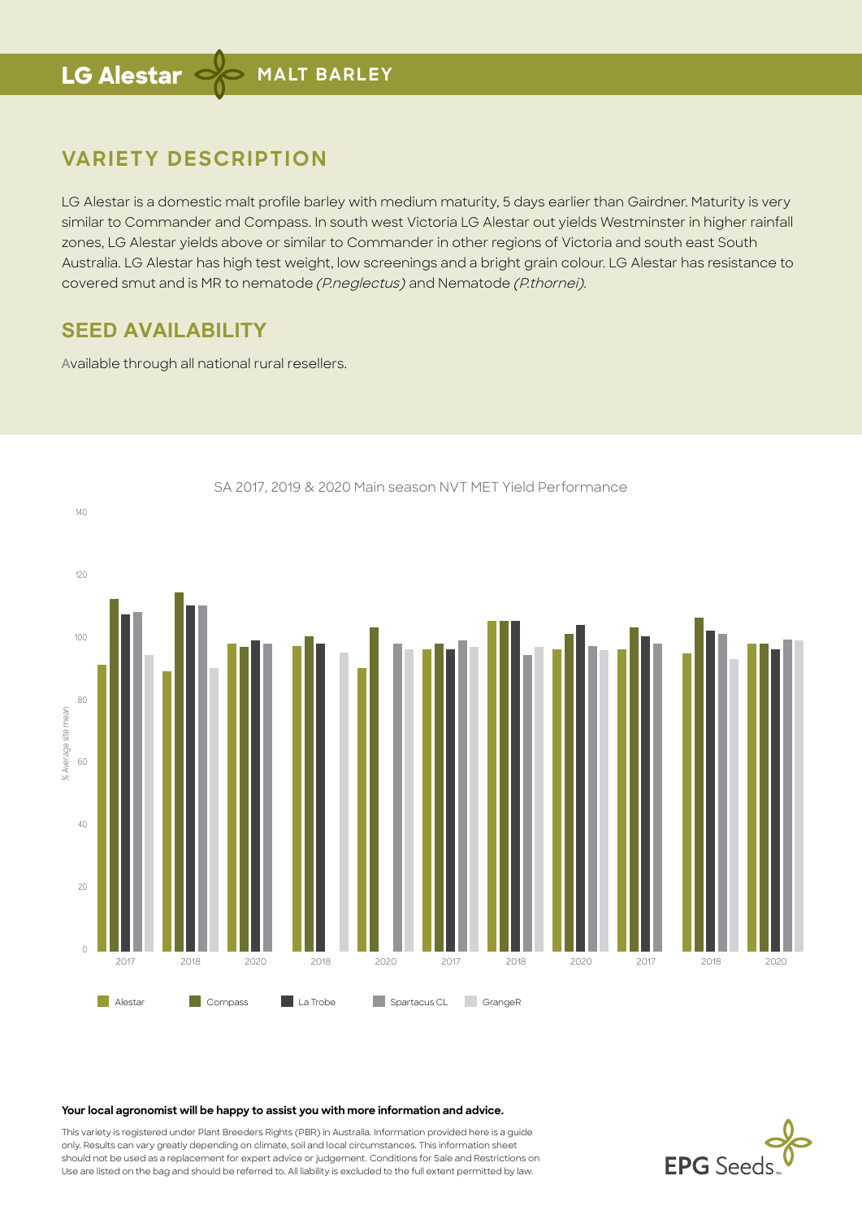# LG Alestar MALT BARLEY

## VARIETY DESCRIPTION

LG Alestar is a domestic malt profile barley with medium maturity, 5 days earlier than Gairdner. Maturity is very similar to Commander and Compass. In south west Victoria LG Alestar out yields Westminster in higher rainfall zones, LG Alestar yields above or similar to Commander in other regions of Victoria and south east South Australia. LG Alestar has high test weight, low screenings and a bright grain colour. LG Alestar has resistance to covered smut and is MR to nematode *(P.neglectus)* and Nematode *(P.thornei)*.

## SEED AVAILABILITY

Available through all national rural resellers.

SA 2017, 2019 & 2020 Main season NVT MET Yield Performance

% Average site mean

0
20
40
60
80
100
120
140

2017 2018 2020 2018 2020 2017 2018 2020 2017 2018 2020

Alestar
Compass
La Trobe
Spartacus CL
GrangeR

**Your local agronomist will be happy to assist you with more information and advice.**

This variety is registered under Plant Breeders Rights (PBR) in Australia. Information provided here is a guide only. Results can vary greatly depending on climate, soil and local circumstances. This information sheet should not be used as a replacement for expert advice or judgement. Conditions for Sale and Restrictions on Use are listed on the bag and should be referred to. All liability is excluded to the full extent permitted by law.

EPG Seeds™